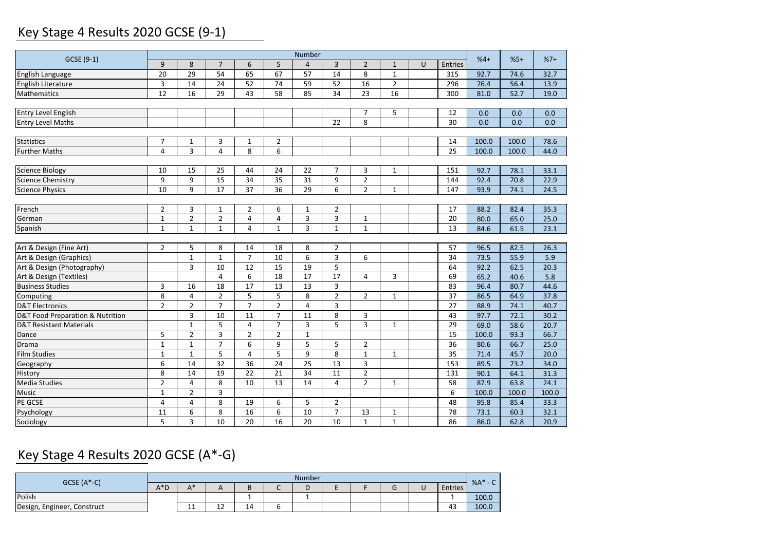# Key Stage 4 Results 2020 GCSE (9-1)

| GCSE (9-1) | Number | | | | | | | | | | | %4+ | %5+ | %7+ |
|---|---|---|---|---|---|---|---|---|---|---|---|---|---|---|
| | 9 | 8 | 7 | 6 | 5 | 4 | 3 | 2 | 1 | U | Entries | | | |
| English Language | 20 | 29 | 54 | 65 | 67 | 57 | 14 | 8 | 1 | | 315 | 92.7 | 74.6 | 32.7 |
| English Literature | 3 | 14 | 24 | 52 | 74 | 59 | 52 | 16 | 2 | | 296 | 76.4 | 56.4 | 13.9 |
| Mathematics | 12 | 16 | 29 | 43 | 58 | 85 | 34 | 23 | 16 | | 300 | 81.0 | 52.7 | 19.0 |
| | | | | | | | | | | | | | | |
| Entry Level English | | | | | | | | 7 | 5 | | 12 | 0.0 | 0.0 | 0.0 |
| Entry Level Maths | | | | | | | 22 | 8 | | | 30 | 0.0 | 0.0 | 0.0 |
| | | | | | | | | | | | | | | |
| Statistics | 7 | 1 | 3 | 1 | 2 | | | | | | 14 | 100.0 | 100.0 | 78.6 |
| Further Maths | 4 | 3 | 4 | 8 | 6 | | | | | | 25 | 100.0 | 100.0 | 44.0 |
| | | | | | | | | | | | | | | |
| Science Biology | 10 | 15 | 25 | 44 | 24 | 22 | 7 | 3 | 1 | | 151 | 92.7 | 78.1 | 33.1 |
| Science Chemistry | 9 | 9 | 15 | 34 | 35 | 31 | 9 | 2 | | | 144 | 92.4 | 70.8 | 22.9 |
| Science Physics | 10 | 9 | 17 | 37 | 36 | 29 | 6 | 2 | 1 | | 147 | 93.9 | 74.1 | 24.5 |
| | | | | | | | | | | | | | | |
| French | 2 | 3 | 1 | 2 | 6 | 1 | 2 | | | | 17 | 88.2 | 82.4 | 35.3 |
| German | 1 | 2 | 2 | 4 | 4 | 3 | 3 | 1 | | | 20 | 80.0 | 65.0 | 25.0 |
| Spanish | 1 | 1 | 1 | 4 | 1 | 3 | 1 | 1 | | | 13 | 84.6 | 61.5 | 23.1 |
| | | | | | | | | | | | | | | |
| Art & Design (Fine Art) | 2 | 5 | 8 | 14 | 18 | 8 | 2 | | | | 57 | 96.5 | 82.5 | 26.3 |
| Art & Design (Graphics) | | 1 | 1 | 7 | 10 | 6 | 3 | 6 | | | 34 | 73.5 | 55.9 | 5.9 |
| Art & Design (Photography) | | 3 | 10 | 12 | 15 | 19 | 5 | | | | 64 | 92.2 | 62.5 | 20.3 |
| Art & Design (Textiles) | | | 4 | 6 | 18 | 17 | 17 | 4 | 3 | | 69 | 65.2 | 40.6 | 5.8 |
| Business Studies | 3 | 16 | 18 | 17 | 13 | 13 | 3 | | | | 83 | 96.4 | 80.7 | 44.6 |
| Computing | 8 | 4 | 2 | 5 | 5 | 8 | 2 | 2 | 1 | | 37 | 86.5 | 64.9 | 37.8 |
| D&T Electronics | 2 | 2 | 7 | 7 | 2 | 4 | 3 | | | | 27 | 88.9 | 74.1 | 40.7 |
| D&T Food Preparation & Nutrition | | 3 | 10 | 11 | 7 | 11 | 8 | 3 | | | 43 | 97.7 | 72.1 | 30.2 |
| D&T Resistant Materials | | 1 | 5 | 4 | 7 | 3 | 5 | 3 | 1 | | 29 | 69.0 | 58.6 | 20.7 |
| Dance | 5 | 2 | 3 | 2 | 2 | 1 | | | | | 15 | 100.0 | 93.3 | 66.7 |
| Drama | 1 | 1 | 7 | 6 | 9 | 5 | 5 | 2 | | | 36 | 80.6 | 66.7 | 25.0 |
| Film Studies | 1 | 1 | 5 | 4 | 5 | 9 | 8 | 1 | 1 | | 35 | 71.4 | 45.7 | 20.0 |
| Geography | 6 | 14 | 32 | 36 | 24 | 25 | 13 | 3 | | | 153 | 89.5 | 73.2 | 34.0 |
| History | 8 | 14 | 19 | 22 | 21 | 34 | 11 | 2 | | | 131 | 90.1 | 64.1 | 31.3 |
| Media Studies | 2 | 4 | 8 | 10 | 13 | 14 | 4 | 2 | 1 | | 58 | 87.9 | 63.8 | 24.1 |
| Music | 1 | 2 | 3 | | | | | | | | 6 | 100.0 | 100.0 | 100.0 |
| PE GCSE | 4 | 4 | 8 | 19 | 6 | 5 | 2 | | | | 48 | 95.8 | 85.4 | 33.3 |
| Psychology | 11 | 6 | 8 | 16 | 6 | 10 | 7 | 13 | 1 | | 78 | 73.1 | 60.3 | 32.1 |
| Sociology | 5 | 3 | 10 | 20 | 16 | 20 | 10 | 1 | 1 | | 86 | 86.0 | 62.8 | 20.9 |

# Key Stage 4 Results 2020 GCSE (A*-G)

| GCSE (A*-C) | Number | | | | | | | | | | | %A* - C |
|---|---|---|---|---|---|---|---|---|---|---|---|---|
| | A*D | A* | A | B | C | D | E | F | G | U | Entries | |
| Polish | | | | 1 | | 1 | | | | | 1 | 100.0 |
| Design, Engineer, Construct | | 11 | 12 | 14 | 6 | | | | | | 43 | 100.0 |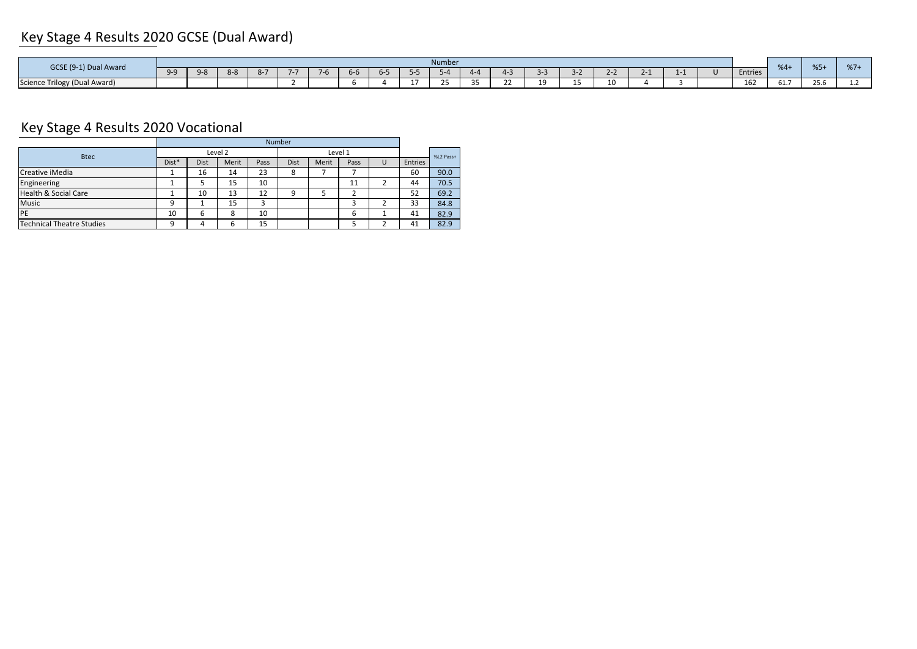# Key Stage 4 Results 2020 GCSE (Dual Award)

| GCSE (9-1) Dual Award | Number | | | | | | | | | | | | | | | | | | | | | |
|---|---|---|---|---|---|---|---|---|---|---|---|---|---|---|---|---|---|---|---|---|---|---|
| | 9-9 | 9-8 | 8-8 | 8-7 | 7-7 | 7-6 | 6-6 | 6-5 | 5-5 | 5-4 | 4-4 | 4-3 | 3-3 | 3-2 | 2-2 | 2-1 | 1-1 | U | Entries | %4+ | %5+ | %7+ |
| Science Trilogy (Dual Award) | | | | | 2 | | 6 | 4 | 17 | 25 | 35 | 22 | 19 | 15 | 10 | 4 | 3 | | 162 | 61.7 | 25.6 | 1.2 |

# Key Stage 4 Results 2020 Vocational

| Btec | Number | | | | | | | | | |
|---|---|---|---|---|---|---|---|---|---|---|
| | Level 2 | | | | Level 1 | | | | | %L2 Pass+ |
| | Dist* | Dist | Merit | Pass | Dist | Merit | Pass | U | Entries | |
| Creative iMedia | 1 | 16 | 14 | 23 | 8 | 7 | 7 | | 60 | 90.0 |
| Engineering | 1 | 5 | 15 | 10 | | | 11 | 2 | 44 | 70.5 |
| Health & Social Care | 1 | 10 | 13 | 12 | 9 | 5 | 2 | | 52 | 69.2 |
| Music | 9 | 1 | 15 | 3 | | | 3 | 2 | 33 | 84.8 |
| PE | 10 | 6 | 8 | 10 | | | 6 | 1 | 41 | 82.9 |
| Technical Theatre Studies | 9 | 4 | 6 | 15 | | | 5 | 2 | 41 | 82.9 |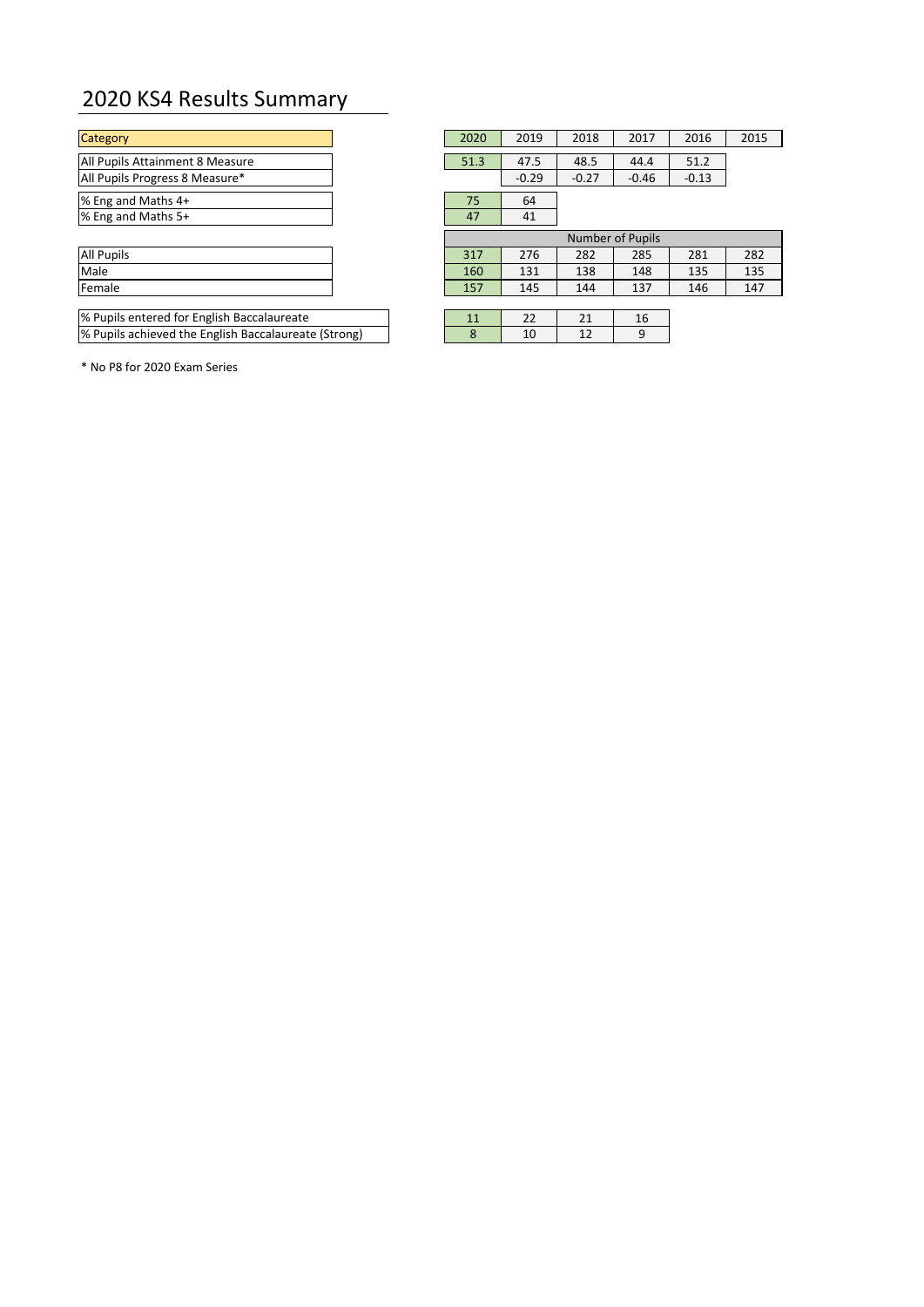# 2020 KS4 Results Summary

| Category | 2020 | 2019 | 2018 | 2017 | 2016 | 2015 |
|---|---|---|---|---|---|---|
| All Pupils Attainment 8 Measure | 51.3 | 47.5 | 48.5 | 44.4 | 51.2 | |
| All Pupils Progress 8 Measure* | | -0.29 | -0.27 | -0.46 | -0.13 | |
| % Eng and Maths 4+ | 75 | 64 | | | | |
| % Eng and Maths 5+ | 47 | 41 | | | | |
| | Number of Pupils | | | | | |
| All Pupils | 317 | 276 | 282 | 285 | 281 | 282 |
| Male | 160 | 131 | 138 | 148 | 135 | 135 |
| Female | 157 | 145 | 144 | 137 | 146 | 147 |
| % Pupils entered for English Baccalaureate | 11 | 22 | 21 | 16 | | |
| % Pupils achieved the English Baccalaureate (Strong) | 8 | 10 | 12 | 9 | | |

* No P8 for 2020 Exam Series